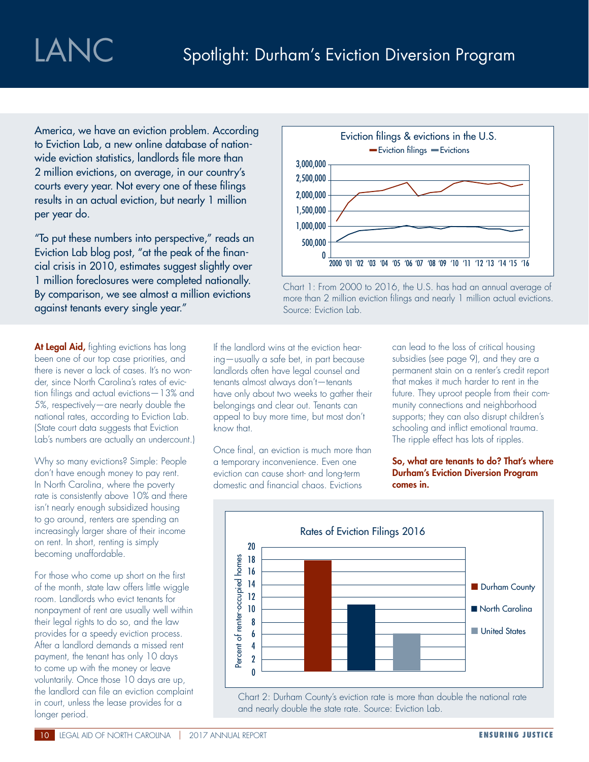LANC

# Spotlight: Durham's Eviction Diversion Program

America, we have an eviction problem. According to Eviction Lab, a new online database of nationwide eviction statistics, landlords file more than 2 million evictions, on average, in our country's courts every year. Not every one of these filings results in an actual eviction, but nearly 1 million per year do.

"To put these numbers into perspective," reads an Eviction Lab blog post, "at the peak of the financial crisis in 2010, estimates suggest slightly over 1 million foreclosures were completed nationally. By comparison, we see almost a million evictions against tenants every single year."

Eviction filings & evictions in the U.S.

Eviction filings
Evictions

3,000,000
2,500,000
2,000,000
1,500,000
1,000,000
500,000
0

2000 '01 '02 '03 '04 '05 '06 '07 '08 '09 '10 '11 '12 '13 '14 '15 '16

Chart 1: From 2000 to 2016, the U.S. has had an annual average of more than 2 million eviction filings and nearly 1 million actual evictions. Source: Eviction Lab.

**At Legal Aid,** fighting evictions has long been one of our top case priorities, and there is never a lack of cases. It's no wonder, since North Carolina's rates of eviction filings and actual evictions—13% and 5%, respectively—are nearly double the national rates, according to Eviction Lab. (State court data suggests that Eviction Lab's numbers are actually an undercount.)

Why so many evictions? Simple: People don't have enough money to pay rent. In North Carolina, where the poverty rate is consistently above 10% and there isn't nearly enough subsidized housing to go around, renters are spending an increasingly larger share of their income on rent. In short, renting is simply becoming unaffordable.

For those who come up short on the first of the month, state law offers little wiggle room. Landlords who evict tenants for nonpayment of rent are usually well within their legal rights to do so, and the law provides for a speedy eviction process. After a landlord demands a missed rent payment, the tenant has only 10 days to come up with the money or leave voluntarily. Once those 10 days are up, the landlord can file an eviction complaint in court, unless the lease provides for a longer period.

If the landlord wins at the eviction hearing—usually a safe bet, in part because landlords often have legal counsel and tenants almost always don't—tenants have only about two weeks to gather their belongings and clear out. Tenants can appeal to buy more time, but most don't know that.

Once final, an eviction is much more than a temporary inconvenience. Even one eviction can cause short- and long-term domestic and financial chaos. Evictions can lead to the loss of critical housing subsidies (see page 9), and they are a permanent stain on a renter's credit report that makes it much harder to rent in the future. They uproot people from their community connections and neighborhood supports; they can also disrupt children's schooling and inflict emotional trauma. The ripple effect has lots of ripples.

**So, what are tenants to do? That's where Durham's Eviction Diversion Program comes in.**

Rates of Eviction Filings 2016

Percent of renter-occupied homes

20
18
16
14
12
10
8
6
4
2
0

Durham County
North Carolina
United States

Chart 2: Durham County's eviction rate is more than double the national rate and nearly double the state rate. Source: Eviction Lab.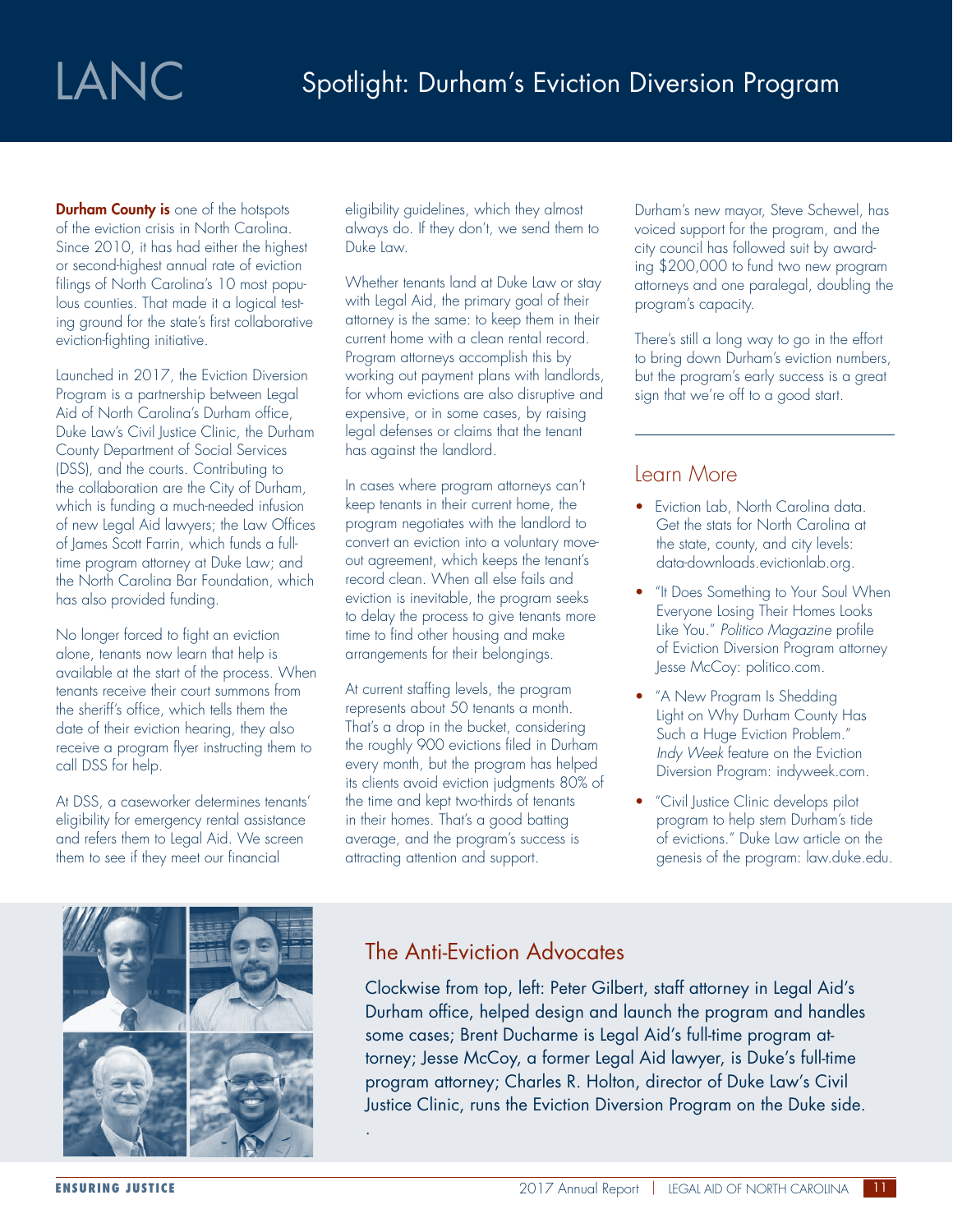LANC

# Spotlight: Durham's Eviction Diversion Program

**Durham County is** one of the hotspots of the eviction crisis in North Carolina. Since 2010, it has had either the highest or second-highest annual rate of eviction filings of North Carolina's 10 most populous counties. That made it a logical testing ground for the state's first collaborative eviction-fighting initiative.

Launched in 2017, the Eviction Diversion Program is a partnership between Legal Aid of North Carolina's Durham office, Duke Law's Civil Justice Clinic, the Durham County Department of Social Services (DSS), and the courts. Contributing to the collaboration are the City of Durham, which is funding a much-needed infusion of new Legal Aid lawyers; the Law Offices of James Scott Farrin, which funds a full-time program attorney at Duke Law; and the North Carolina Bar Foundation, which has also provided funding.

No longer forced to fight an eviction alone, tenants now learn that help is available at the start of the process. When tenants receive their court summons from the sheriff's office, which tells them the date of their eviction hearing, they also receive a program flyer instructing them to call DSS for help.

At DSS, a caseworker determines tenants' eligibility for emergency rental assistance and refers them to Legal Aid. We screen them to see if they meet our financial eligibility guidelines, which they almost always do. If they don't, we send them to Duke Law.

Whether tenants land at Duke Law or stay with Legal Aid, the primary goal of their attorney is the same: to keep them in their current home with a clean rental record. Program attorneys accomplish this by working out payment plans with landlords, for whom evictions are also disruptive and expensive, or in some cases, by raising legal defenses or claims that the tenant has against the landlord.

In cases where program attorneys can't keep tenants in their current home, the program negotiates with the landlord to convert an eviction into a voluntary move-out agreement, which keeps the tenant's record clean. When all else fails and eviction is inevitable, the program seeks to delay the process to give tenants more time to find other housing and make arrangements for their belongings.

At current staffing levels, the program represents about 50 tenants a month. That's a drop in the bucket, considering the roughly 900 evictions filed in Durham every month, but the program has helped its clients avoid eviction judgments 80% of the time and kept two-thirds of tenants in their homes. That's a good batting average, and the program's success is attracting attention and support.

Durham's new mayor, Steve Schewel, has voiced support for the program, and the city council has followed suit by awarding $200,000 to fund two new program attorneys and one paralegal, doubling the program's capacity.

There's still a long way to go in the effort to bring down Durham's eviction numbers, but the program's early success is a great sign that we're off to a good start.

## Learn More

- Eviction Lab, North Carolina data. Get the stats for North Carolina at the state, county, and city levels: data-downloads.evictionlab.org.
- "It Does Something to Your Soul When Everyone Losing Their Homes Looks Like You." *Politico Magazine* profile of Eviction Diversion Program attorney Jesse McCoy: politico.com.
- "A New Program Is Shedding Light on Why Durham County Has Such a Huge Eviction Problem." *Indy Week* feature on the Eviction Diversion Program: indyweek.com.
- "Civil Justice Clinic develops pilot program to help stem Durham's tide of evictions." Duke Law article on the genesis of the program: law.duke.edu.

## The Anti-Eviction Advocates

Clockwise from top, left: Peter Gilbert, staff attorney in Legal Aid's Durham office, helped design and launch the program and handles some cases; Brent Ducharme is Legal Aid's full-time program attorney; Jesse McCoy, a former Legal Aid lawyer, is Duke's full-time program attorney; Charles R. Holton, director of Duke Law's Civil Justice Clinic, runs the Eviction Diversion Program on the Duke side.